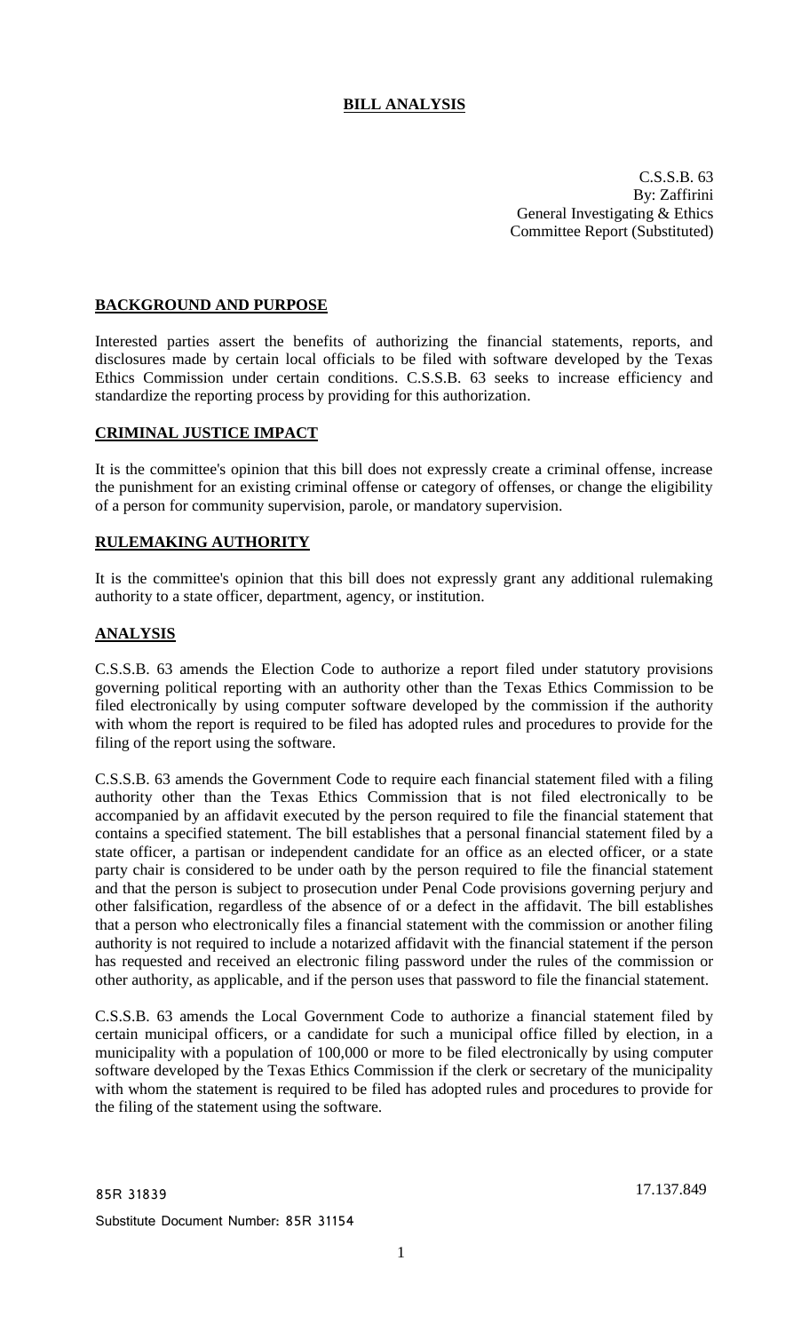# BILL ANALYSIS

C.S.S.B. 63
By: Zaffirini
General Investigating & Ethics
Committee Report (Substituted)

## BACKGROUND AND PURPOSE

Interested parties assert the benefits of authorizing the financial statements, reports, and disclosures made by certain local officials to be filed with software developed by the Texas Ethics Commission under certain conditions. C.S.S.B. 63 seeks to increase efficiency and standardize the reporting process by providing for this authorization.

## CRIMINAL JUSTICE IMPACT

It is the committee's opinion that this bill does not expressly create a criminal offense, increase the punishment for an existing criminal offense or category of offenses, or change the eligibility of a person for community supervision, parole, or mandatory supervision.

## RULEMAKING AUTHORITY

It is the committee's opinion that this bill does not expressly grant any additional rulemaking authority to a state officer, department, agency, or institution.

## ANALYSIS

C.S.S.B. 63 amends the Election Code to authorize a report filed under statutory provisions governing political reporting with an authority other than the Texas Ethics Commission to be filed electronically by using computer software developed by the commission if the authority with whom the report is required to be filed has adopted rules and procedures to provide for the filing of the report using the software.

C.S.S.B. 63 amends the Government Code to require each financial statement filed with a filing authority other than the Texas Ethics Commission that is not filed electronically to be accompanied by an affidavit executed by the person required to file the financial statement that contains a specified statement. The bill establishes that a personal financial statement filed by a state officer, a partisan or independent candidate for an office as an elected officer, or a state party chair is considered to be under oath by the person required to file the financial statement and that the person is subject to prosecution under Penal Code provisions governing perjury and other falsification, regardless of the absence of or a defect in the affidavit. The bill establishes that a person who electronically files a financial statement with the commission or another filing authority is not required to include a notarized affidavit with the financial statement if the person has requested and received an electronic filing password under the rules of the commission or other authority, as applicable, and if the person uses that password to file the financial statement.

C.S.S.B. 63 amends the Local Government Code to authorize a financial statement filed by certain municipal officers, or a candidate for such a municipal office filled by election, in a municipality with a population of 100,000 or more to be filed electronically by using computer software developed by the Texas Ethics Commission if the clerk or secretary of the municipality with whom the statement is required to be filed has adopted rules and procedures to provide for the filing of the statement using the software.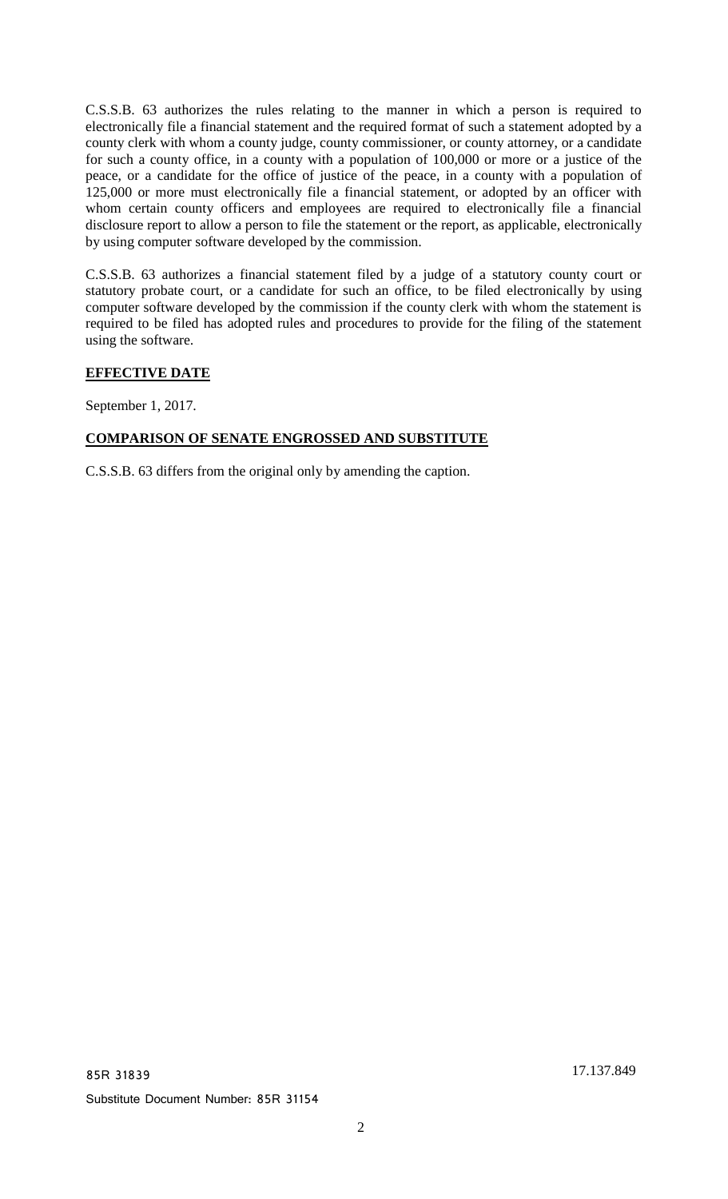C.S.S.B. 63 authorizes the rules relating to the manner in which a person is required to electronically file a financial statement and the required format of such a statement adopted by a county clerk with whom a county judge, county commissioner, or county attorney, or a candidate for such a county office, in a county with a population of 100,000 or more or a justice of the peace, or a candidate for the office of justice of the peace, in a county with a population of 125,000 or more must electronically file a financial statement, or adopted by an officer with whom certain county officers and employees are required to electronically file a financial disclosure report to allow a person to file the statement or the report, as applicable, electronically by using computer software developed by the commission.

C.S.S.B. 63 authorizes a financial statement filed by a judge of a statutory county court or statutory probate court, or a candidate for such an office, to be filed electronically by using computer software developed by the commission if the county clerk with whom the statement is required to be filed has adopted rules and procedures to provide for the filing of the statement using the software.

**EFFECTIVE DATE**

September 1, 2017.

**COMPARISON OF SENATE ENGROSSED AND SUBSTITUTE**

C.S.S.B. 63 differs from the original only by amending the caption.

85R 31839

17.137.849

Substitute Document Number: 85R 31154